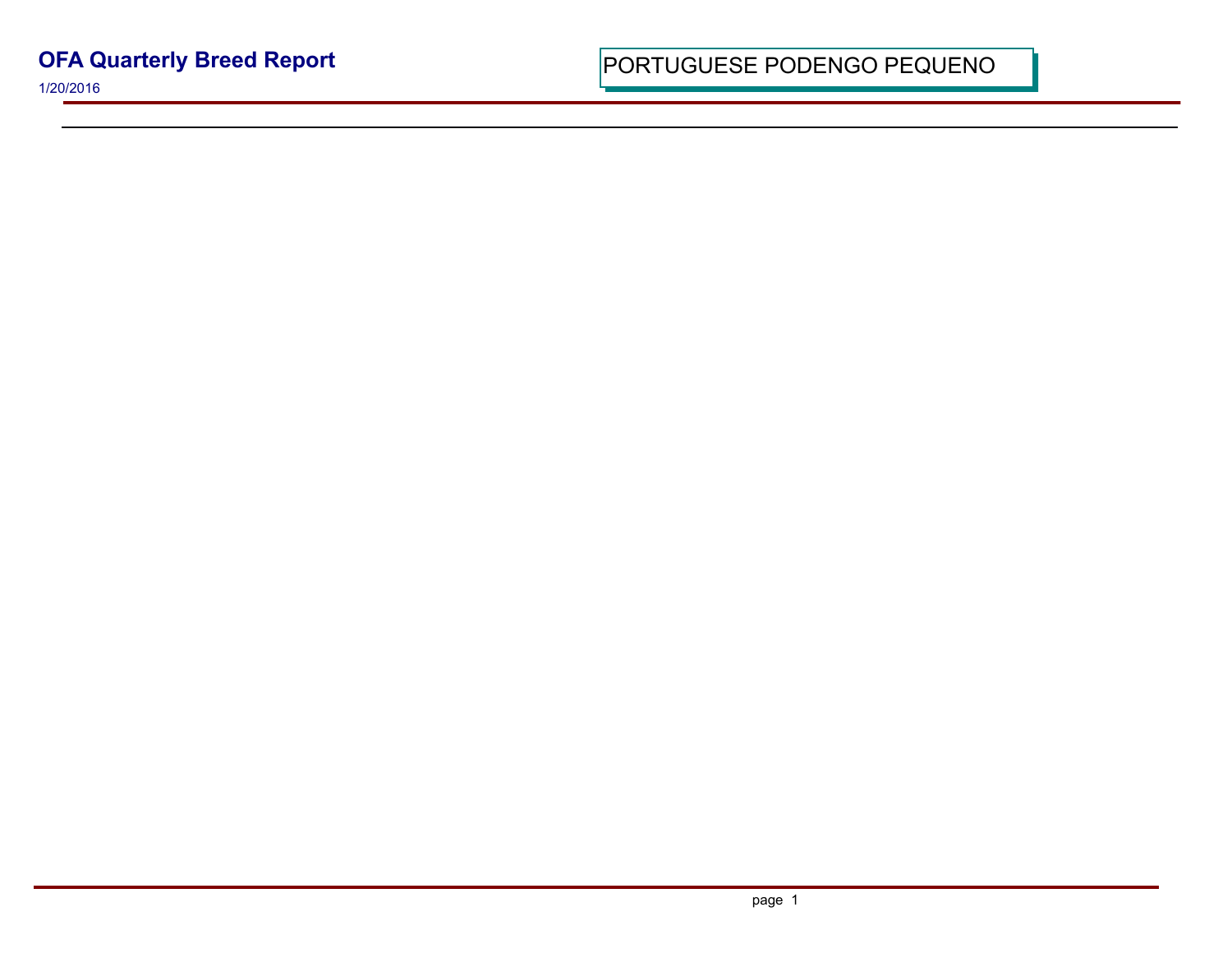# OFA Quarterly Breed Report

1/20/2016

## PORTUGUESE PODENGO PEQUENO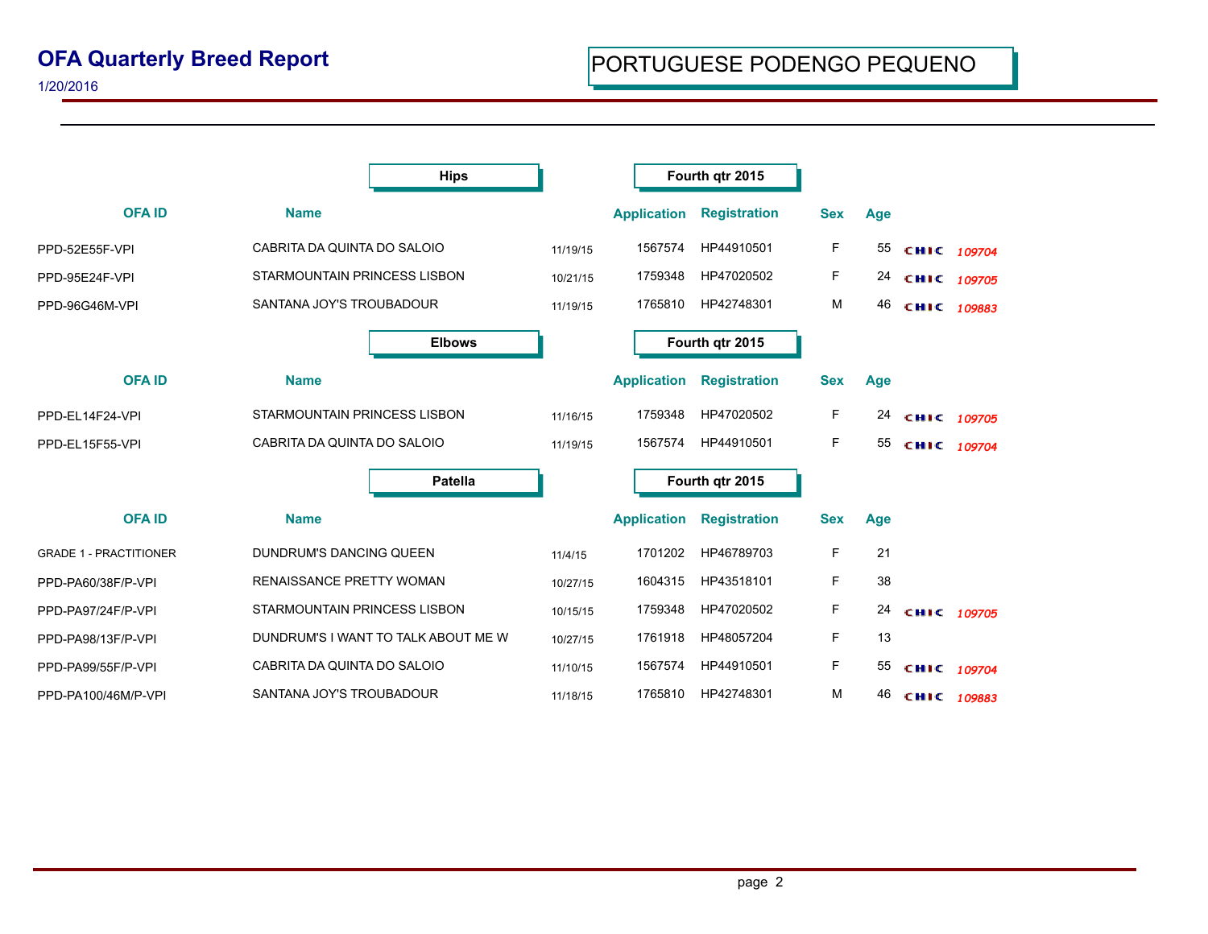# OFA Quarterly Breed Report

1/20/2016

## PORTUGUESE PODENGO PEQUENO

### Hips — Fourth qtr 2015

| OFA ID | Name | | Application | Registration | Sex | Age | | |
|---|---|---|---|---|---|---|---|---|
| PPD-52E55F-VPI | CABRITA DA QUINTA DO SALOIO | 11/19/15 | 1567574 | HP44910501 | F | 55 | CHIC | 109704 |
| PPD-95E24F-VPI | STARMOUNTAIN PRINCESS LISBON | 10/21/15 | 1759348 | HP47020502 | F | 24 | CHIC | 109705 |
| PPD-96G46M-VPI | SANTANA JOY'S TROUBADOUR | 11/19/15 | 1765810 | HP42748301 | M | 46 | CHIC | 109883 |

### Elbows — Fourth qtr 2015

| OFA ID | Name | | Application | Registration | Sex | Age | | |
|---|---|---|---|---|---|---|---|---|
| PPD-EL14F24-VPI | STARMOUNTAIN PRINCESS LISBON | 11/16/15 | 1759348 | HP47020502 | F | 24 | CHIC | 109705 |
| PPD-EL15F55-VPI | CABRITA DA QUINTA DO SALOIO | 11/19/15 | 1567574 | HP44910501 | F | 55 | CHIC | 109704 |

### Patella — Fourth qtr 2015

| OFA ID | Name | | Application | Registration | Sex | Age | | |
|---|---|---|---|---|---|---|---|---|
| GRADE 1 - PRACTITIONER | DUNDRUM'S DANCING QUEEN | 11/4/15 | 1701202 | HP46789703 | F | 21 | | |
| PPD-PA60/38F/P-VPI | RENAISSANCE PRETTY WOMAN | 10/27/15 | 1604315 | HP43518101 | F | 38 | | |
| PPD-PA97/24F/P-VPI | STARMOUNTAIN PRINCESS LISBON | 10/15/15 | 1759348 | HP47020502 | F | 24 | CHIC | 109705 |
| PPD-PA98/13F/P-VPI | DUNDRUM'S I WANT TO TALK ABOUT ME W | 10/27/15 | 1761918 | HP48057204 | F | 13 | | |
| PPD-PA99/55F/P-VPI | CABRITA DA QUINTA DO SALOIO | 11/10/15 | 1567574 | HP44910501 | F | 55 | CHIC | 109704 |
| PPD-PA100/46M/P-VPI | SANTANA JOY'S TROUBADOUR | 11/18/15 | 1765810 | HP42748301 | M | 46 | CHIC | 109883 |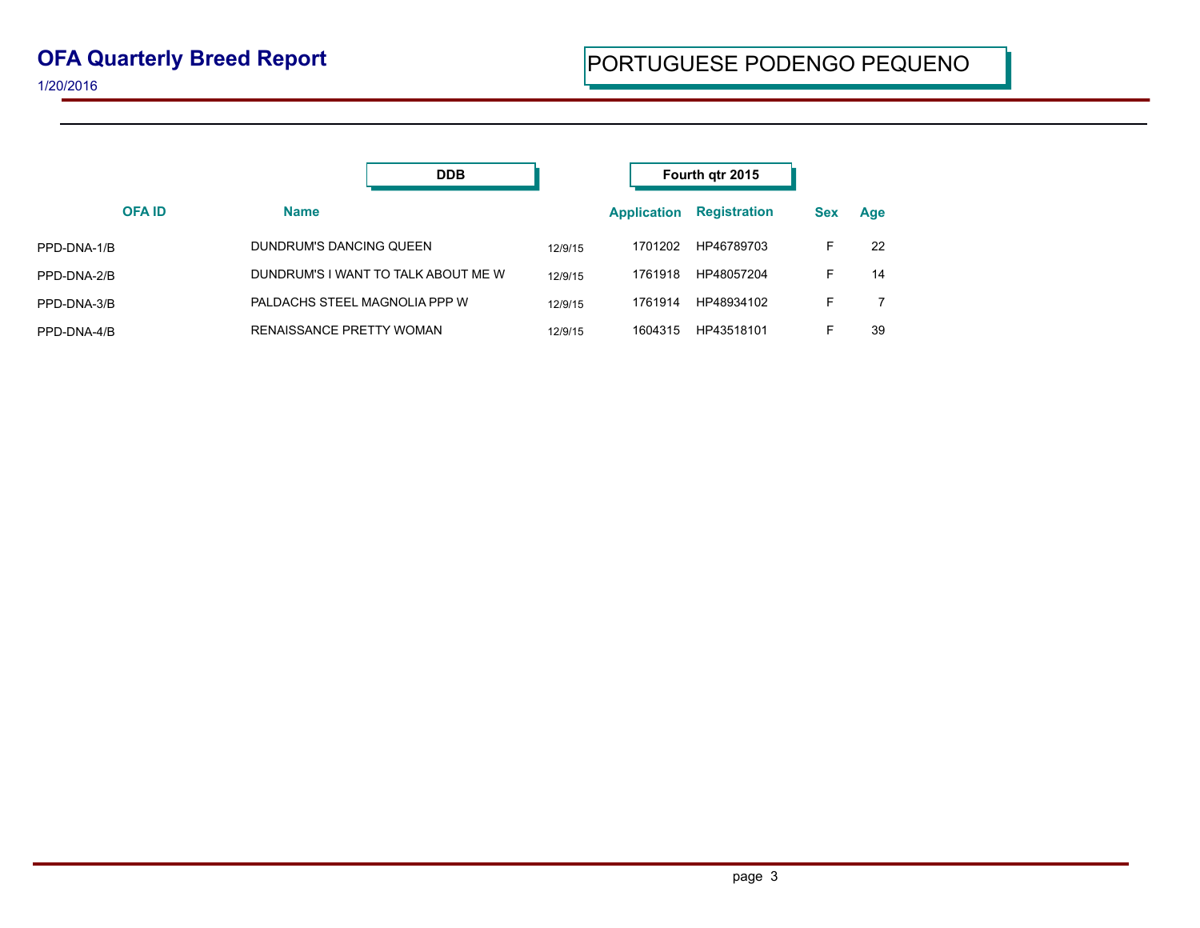# OFA Quarterly Breed Report

1/20/2016

## PORTUGUESE PODENGO PEQUENO

**DDB** — **Fourth qtr 2015**

| OFA ID | Name | | Application | Registration | Sex | Age |
|---|---|---|---|---|---|---|
| PPD-DNA-1/B | DUNDRUM'S DANCING QUEEN | 12/9/15 | 1701202 | HP46789703 | F | 22 |
| PPD-DNA-2/B | DUNDRUM'S I WANT TO TALK ABOUT ME W | 12/9/15 | 1761918 | HP48057204 | F | 14 |
| PPD-DNA-3/B | PALDACHS STEEL MAGNOLIA PPP W | 12/9/15 | 1761914 | HP48934102 | F | 7 |
| PPD-DNA-4/B | RENAISSANCE PRETTY WOMAN | 12/9/15 | 1604315 | HP43518101 | F | 39 |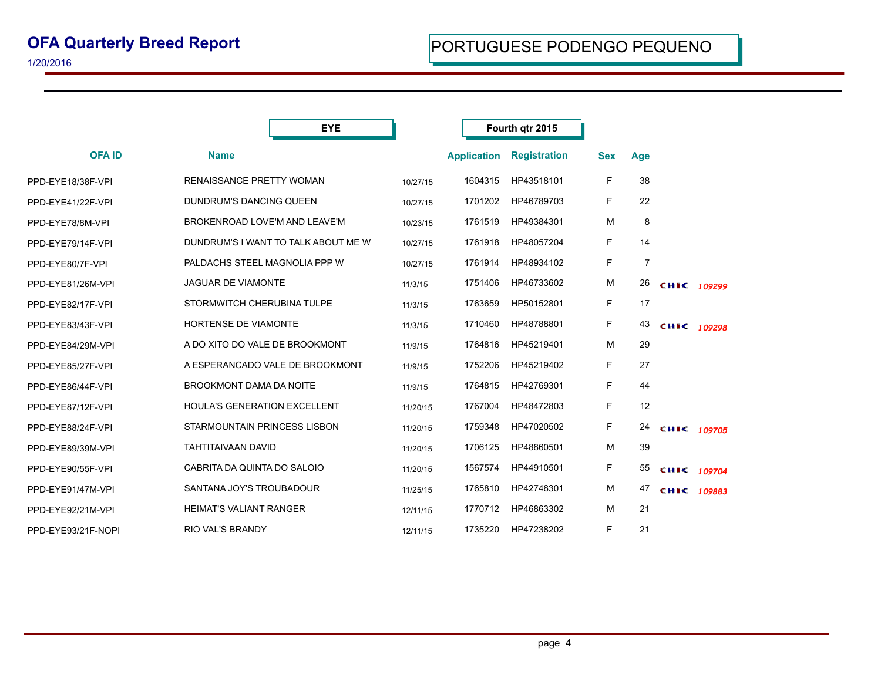# OFA Quarterly Breed Report

1/20/2016

## PORTUGUESE PODENGO PEQUENO

**EYE** | **Fourth qtr 2015**

| OFA ID | Name | | Application | Registration | Sex | Age | |
|---|---|---|---|---|---|---|---|
| PPD-EYE18/38F-VPI | RENAISSANCE PRETTY WOMAN | 10/27/15 | 1604315 | HP43518101 | F | 38 | |
| PPD-EYE41/22F-VPI | DUNDRUM'S DANCING QUEEN | 10/27/15 | 1701202 | HP46789703 | F | 22 | |
| PPD-EYE78/8M-VPI | BROKENROAD LOVE'M AND LEAVE'M | 10/23/15 | 1761519 | HP49384301 | M | 8 | |
| PPD-EYE79/14F-VPI | DUNDRUM'S I WANT TO TALK ABOUT ME W | 10/27/15 | 1761918 | HP48057204 | F | 14 | |
| PPD-EYE80/7F-VPI | PALDACHS STEEL MAGNOLIA PPP W | 10/27/15 | 1761914 | HP48934102 | F | 7 | |
| PPD-EYE81/26M-VPI | JAGUAR DE VIAMONTE | 11/3/15 | 1751406 | HP46733602 | M | 26 | CHIC 109299 |
| PPD-EYE82/17F-VPI | STORMWITCH CHERUBINA TULPE | 11/3/15 | 1763659 | HP50152801 | F | 17 | |
| PPD-EYE83/43F-VPI | HORTENSE DE VIAMONTE | 11/3/15 | 1710460 | HP48788801 | F | 43 | CHIC 109298 |
| PPD-EYE84/29M-VPI | A DO XITO DO VALE DE BROOKMONT | 11/9/15 | 1764816 | HP45219401 | M | 29 | |
| PPD-EYE85/27F-VPI | A ESPERANCADO VALE DE BROOKMONT | 11/9/15 | 1752206 | HP45219402 | F | 27 | |
| PPD-EYE86/44F-VPI | BROOKMONT DAMA DA NOITE | 11/9/15 | 1764815 | HP42769301 | F | 44 | |
| PPD-EYE87/12F-VPI | HOULA'S GENERATION EXCELLENT | 11/20/15 | 1767004 | HP48472803 | F | 12 | |
| PPD-EYE88/24F-VPI | STARMOUNTAIN PRINCESS LISBON | 11/20/15 | 1759348 | HP47020502 | F | 24 | CHIC 109705 |
| PPD-EYE89/39M-VPI | TAHTITAIVAAN DAVID | 11/20/15 | 1706125 | HP48860501 | M | 39 | |
| PPD-EYE90/55F-VPI | CABRITA DA QUINTA DO SALOIO | 11/20/15 | 1567574 | HP44910501 | F | 55 | CHIC 109704 |
| PPD-EYE91/47M-VPI | SANTANA JOY'S TROUBADOUR | 11/25/15 | 1765810 | HP42748301 | M | 47 | CHIC 109883 |
| PPD-EYE92/21M-VPI | HEIMAT'S VALIANT RANGER | 12/11/15 | 1770712 | HP46863302 | M | 21 | |
| PPD-EYE93/21F-NOPI | RIO VAL'S BRANDY | 12/11/15 | 1735220 | HP47238202 | F | 21 | |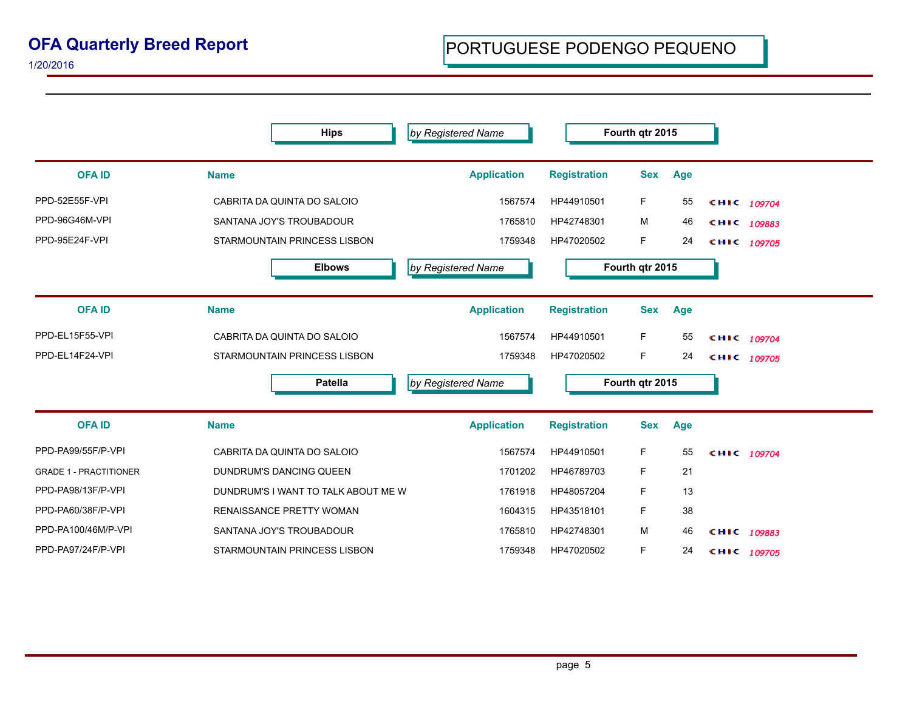# OFA Quarterly Breed Report

1/20/2016

## PORTUGUESE PODENGO PEQUENO

**Hips** | *by Registered Name* | **Fourth qtr 2015**

| OFA ID | Name | Application | Registration | Sex | Age | |
|---|---|---|---|---|---|---|
| PPD-52E55F-VPI | CABRITA DA QUINTA DO SALOIO | 1567574 | HP44910501 | F | 55 | CHIC *109704* |
| PPD-96G46M-VPI | SANTANA JOY'S TROUBADOUR | 1765810 | HP42748301 | M | 46 | CHIC *109883* |
| PPD-95E24F-VPI | STARMOUNTAIN PRINCESS LISBON | 1759348 | HP47020502 | F | 24 | CHIC *109705* |

**Elbows** | *by Registered Name* | **Fourth qtr 2015**

| OFA ID | Name | Application | Registration | Sex | Age | |
|---|---|---|---|---|---|---|
| PPD-EL15F55-VPI | CABRITA DA QUINTA DO SALOIO | 1567574 | HP44910501 | F | 55 | CHIC *109704* |
| PPD-EL14F24-VPI | STARMOUNTAIN PRINCESS LISBON | 1759348 | HP47020502 | F | 24 | CHIC *109705* |

**Patella** | *by Registered Name* | **Fourth qtr 2015**

| OFA ID | Name | Application | Registration | Sex | Age | |
|---|---|---|---|---|---|---|
| PPD-PA99/55F/P-VPI | CABRITA DA QUINTA DO SALOIO | 1567574 | HP44910501 | F | 55 | CHIC *109704* |
| GRADE 1 - PRACTITIONER | DUNDRUM'S DANCING QUEEN | 1701202 | HP46789703 | F | 21 | |
| PPD-PA98/13F/P-VPI | DUNDRUM'S I WANT TO TALK ABOUT ME W | 1761918 | HP48057204 | F | 13 | |
| PPD-PA60/38F/P-VPI | RENAISSANCE PRETTY WOMAN | 1604315 | HP43518101 | F | 38 | |
| PPD-PA100/46M/P-VPI | SANTANA JOY'S TROUBADOUR | 1765810 | HP42748301 | M | 46 | CHIC *109883* |
| PPD-PA97/24F/P-VPI | STARMOUNTAIN PRINCESS LISBON | 1759348 | HP47020502 | F | 24 | CHIC *109705* |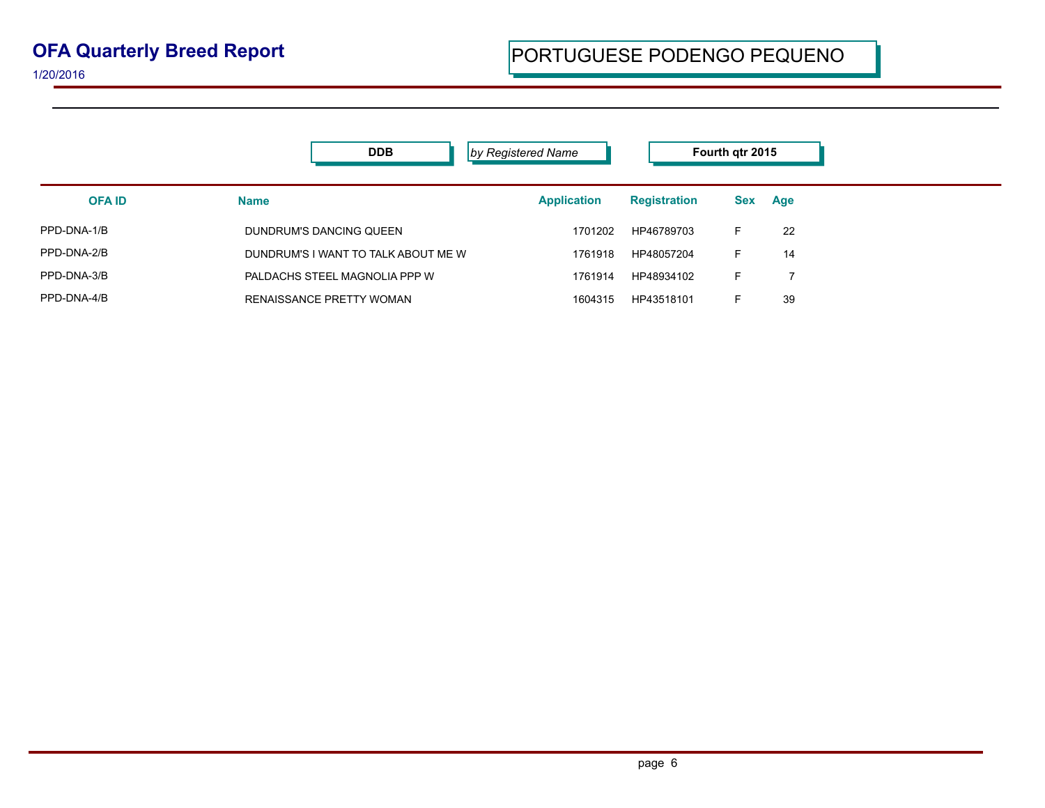# OFA Quarterly Breed Report

1/20/2016

## PORTUGUESE PODENGO PEQUENO

**DDB** | *by Registered Name* | **Fourth qtr 2015**

| OFA ID | Name | Application | Registration | Sex | Age |
|---|---|---|---|---|---|
| PPD-DNA-1/B | DUNDRUM'S DANCING QUEEN | 1701202 | HP46789703 | F | 22 |
| PPD-DNA-2/B | DUNDRUM'S I WANT TO TALK ABOUT ME W | 1761918 | HP48057204 | F | 14 |
| PPD-DNA-3/B | PALDACHS STEEL MAGNOLIA PPP W | 1761914 | HP48934102 | F | 7 |
| PPD-DNA-4/B | RENAISSANCE PRETTY WOMAN | 1604315 | HP43518101 | F | 39 |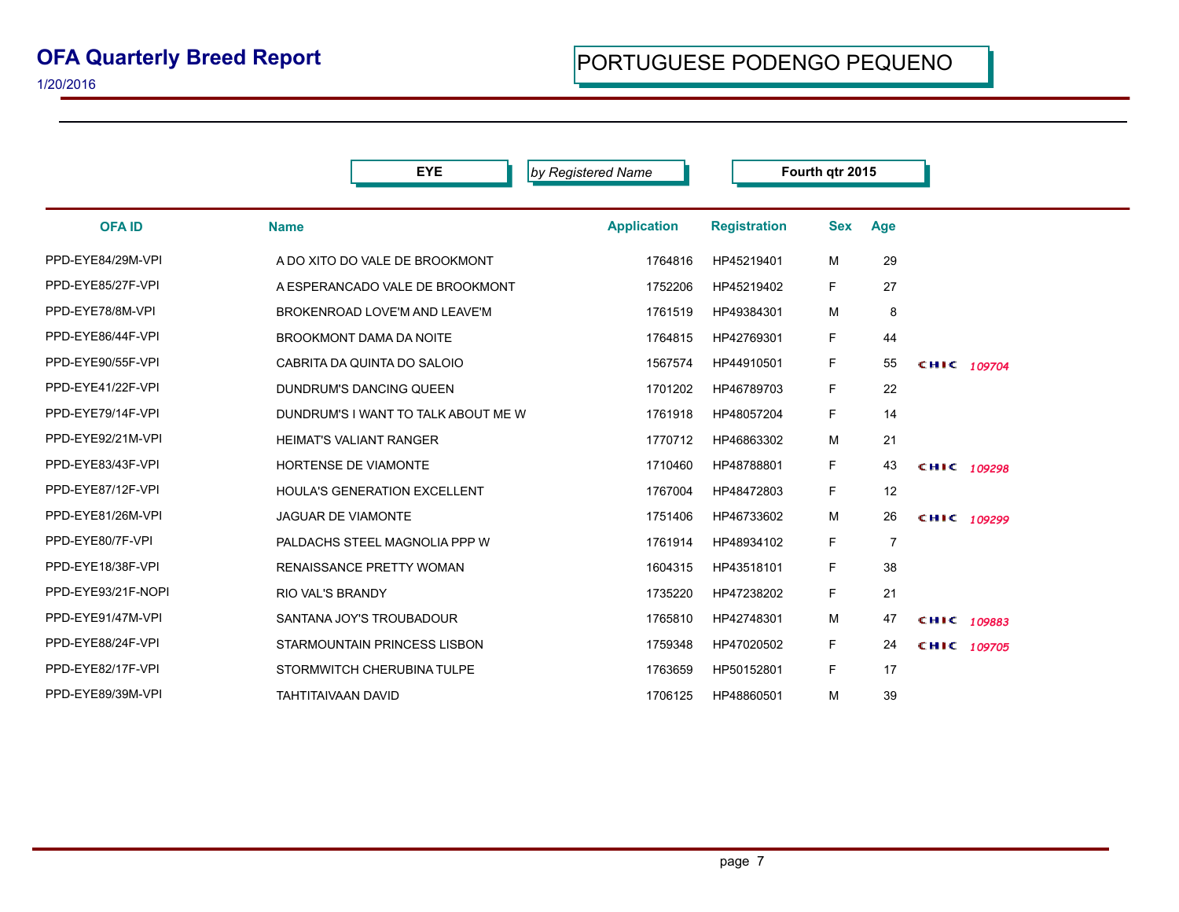# OFA Quarterly Breed Report

1/20/2016

## PORTUGUESE PODENGO PEQUENO

**EYE** | *by Registered Name* | **Fourth qtr 2015**

| OFA ID | Name | Application | Registration | Sex | Age | |
|---|---|---|---|---|---|---|
| PPD-EYE84/29M-VPI | A DO XITO DO VALE DE BROOKMONT | 1764816 | HP45219401 | M | 29 | |
| PPD-EYE85/27F-VPI | A ESPERANCADO VALE DE BROOKMONT | 1752206 | HP45219402 | F | 27 | |
| PPD-EYE78/8M-VPI | BROKENROAD LOVE'M AND LEAVE'M | 1761519 | HP49384301 | M | 8 | |
| PPD-EYE86/44F-VPI | BROOKMONT DAMA DA NOITE | 1764815 | HP42769301 | F | 44 | |
| PPD-EYE90/55F-VPI | CABRITA DA QUINTA DO SALOIO | 1567574 | HP44910501 | F | 55 | CHIC 109704 |
| PPD-EYE41/22F-VPI | DUNDRUM'S DANCING QUEEN | 1701202 | HP46789703 | F | 22 | |
| PPD-EYE79/14F-VPI | DUNDRUM'S I WANT TO TALK ABOUT ME W | 1761918 | HP48057204 | F | 14 | |
| PPD-EYE92/21M-VPI | HEIMAT'S VALIANT RANGER | 1770712 | HP46863302 | M | 21 | |
| PPD-EYE83/43F-VPI | HORTENSE DE VIAMONTE | 1710460 | HP48788801 | F | 43 | CHIC 109298 |
| PPD-EYE87/12F-VPI | HOULA'S GENERATION EXCELLENT | 1767004 | HP48472803 | F | 12 | |
| PPD-EYE81/26M-VPI | JAGUAR DE VIAMONTE | 1751406 | HP46733602 | M | 26 | CHIC 109299 |
| PPD-EYE80/7F-VPI | PALDACHS STEEL MAGNOLIA PPP W | 1761914 | HP48934102 | F | 7 | |
| PPD-EYE18/38F-VPI | RENAISSANCE PRETTY WOMAN | 1604315 | HP43518101 | F | 38 | |
| PPD-EYE93/21F-NOPI | RIO VAL'S BRANDY | 1735220 | HP47238202 | F | 21 | |
| PPD-EYE91/47M-VPI | SANTANA JOY'S TROUBADOUR | 1765810 | HP42748301 | M | 47 | CHIC 109883 |
| PPD-EYE88/24F-VPI | STARMOUNTAIN PRINCESS LISBON | 1759348 | HP47020502 | F | 24 | CHIC 109705 |
| PPD-EYE82/17F-VPI | STORMWITCH CHERUBINA TULPE | 1763659 | HP50152801 | F | 17 | |
| PPD-EYE89/39M-VPI | TAHTITAIVAAN DAVID | 1706125 | HP48860501 | M | 39 | |